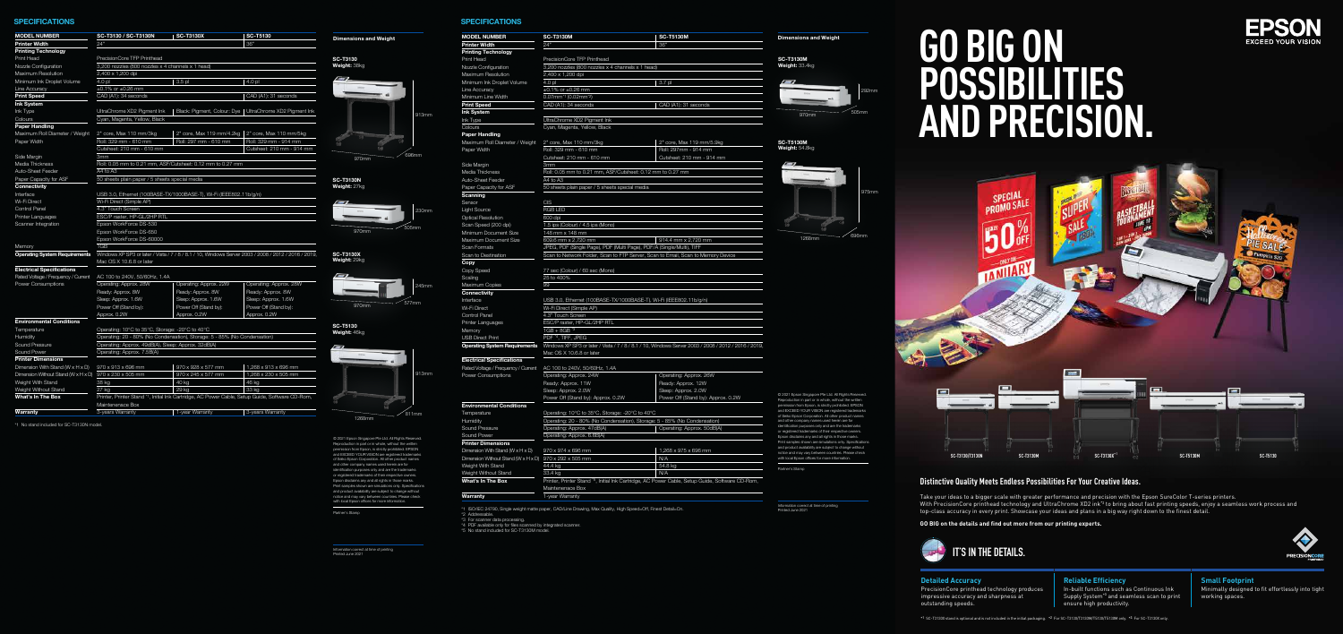# SPECIFICATIONS

| MODEL NUMBER | SC-T3130 / SC-T3130N | SC-T3130X | SC-T5130 |
|---|---|---|---|
| **Printer Width** | 24" | | 36" |
| **Printing Technology** | | | |
| Print Head | PrecisionCore TFP Printhead | | |
| Nozzle Configuration | 3,200 nozzles (800 nozzles x 4 channels x 1 head) | | |
| Maximum Resolution | 2,400 x 1,200 dpi | | |
| Minimum Ink Droplet Volume | 4.0 pl | 3.5 pl | 4.0 pl |
| Line Accuracy | ±0.1% or ±0.26 mm | | |
| **Print Speed** | CAD (A1): 34 seconds | | CAD (A1): 31 seconds |
| **Ink System** | | | |
| Ink Type | UltraChrome XD2 Pigment Ink | Black: Pigment, Colour: Dye | UltraChrome XD2 Pigment Ink |
| Colours | Cyan, Magenta, Yellow, Black | | |
| **Paper Handling** | | | |
| Maximum Roll Diameter / Weight | 2" core, Max 110 mm/3kg | 2" core, Max 119 mm/4.2kg | 2" core, Max 110 mm/5kg |
| Paper Width | Roll: 329 mm - 610 mm | Roll: 297 mm - 610 mm | Roll: 329 mm - 914 mm |
| | Cutsheet: 210 mm - 610 mm | | Cutsheet: 210 mm - 914 mm |
| Side Margin | 3mm | | |
| Media Thickness | Roll: 0.05 mm to 0.21 mm, ASF/Cutsheet: 0.12 mm to 0.27 mm | | |
| Auto-Sheet Feeder | A4 to A3 | | |
| Paper Capacity for ASF | 50 sheets plain paper / 5 sheets special media | | |
| **Connectivity** | | | |
| Interface | USB 3.0, Ethernet (100BASE-TX/1000BASE-T), Wi-Fi (IEEE802.11b/g/n) | | |
| Wi-Fi Direct | Wi-Fi Direct (Simple AP) | | |
| Control Panel | 4.3" Touch Screen | | |
| Printer Languages | ESC/P raster, HP-GL/2-HP RTL | | |
| Scanner Integration | Epson WorkForce DS-530 | | |
| | Epson WorkForce DS-650 | | |
| | Epson WorkForce DS-60000 | | |
| Memory | 1GB | | |
| **Operating System Requirements** | Windows XP SP3 or later / Vista / 7 / 8 / 8.1 / 10, Windows Server 2003 / 2008 / 2012 / 2016 / 2019, Mac OS X 10.6.8 or later | | |
| **Electrical Specifications** | | | |
| Rated Voltage / Frequency / Current | AC 100 to 240V, 50/60Hz, 1.4A | | |
| Power Consumptions | Operating: Approx. 28W | Operating: Approx. 22W | Operating: Approx. 28W |
| | Ready: Approx. 8W | Ready: Approx. 8W | Ready: Approx. 8W |
| | Sleep: Approx. 1.6W | Sleep: Approx. 1.6W | Sleep: Approx. 1.6W |
| | Power Off (Stand by): | Power Off (Stand by): | Power Off (Stand by): |
| | Approx. 0.2W | Approx. 0.2W | Approx. 0.2W |
| **Environmental Conditions** | | | |
| Temperature | Operating: 10°C to 35°C, Storage: -20°C to 40°C | | |
| Humidity | Operating: 20 - 80% (No Condensation), Storage: 5 - 85% (No Condensation) | | |
| Sound Pressure | Operating: Approx. 49dB(A), Sleep: Approx. 33dB(A) | | |
| Sound Power | Operating: Approx. 7.5B(A) | | |
| **Printer Dimensions** | | | |
| Dimension With Stand (W x H x D) | 970 x 913 x 696 mm | 970 x 928 x 577 mm | 1,268 x 913 x 696 mm |
| Dimension Without Stand (W x H x D) | 970 x 230 x 505 mm | 970 x 245 x 577 mm | 1,268 x 230 x 505 mm |
| Weight With Stand | 38 kg | 40 kg | 46 kg |
| Weight Without Stand | 27 kg | 29 kg | 33 kg |
| **What's In The Box** | Printer, Printer Stand *1, Initial Ink Cartridge, AC Power Cable, Setup Guide, Software CD-Rom, Maintenance Box | | |
| **Warranty** | 3-years Warranty | 1-year Warranty | 3-years Warranty |

*1 No stand included for SC-T3130N model.

## Dimensions and Weight

**SC-T3130**
Weight: 38kg
913mm, 970mm, 696mm

**SC-T3130N**
Weight: 27kg
230mm, 970mm, 505mm

**SC-T3130X**
Weight: 29kg
245mm, 970mm, 577mm

**SC-T5130**
Weight: 46kg
913mm, 1268mm, 611mm

© 2021 Epson Singapore Pte Ltd. All Rights Reserved. Reproduction in part or in whole, without the written permission from Epson, is strictly prohibited. EPSON and EXCEED YOUR VISION are registered trademarks of Seiko Epson Corporation. All other product names and other company names used herein are for identification purposes only and are the trademarks or registered trademarks of their respective owners. Epson disclaims any and all rights in those marks. Print samples shown are simulations only. Specifications and product availability are subject to change without notice and may vary between countries. Please check with local Epson offices for more information.

Partner's Stamp:

Information correct at time of printing.
Printed June 2021

# SPECIFICATIONS

| MODEL NUMBER | SC-T3130M | SC-T5130M |
|---|---|---|
| **Printer Width** | 24" | 36" |
| **Printing Technology** | | |
| Print Head | PrecisionCore TFP Printhead | |
| Nozzle Configuration | 3,200 nozzles (800 nozzles x 4 channels x 1 head) | |
| Maximum Resolution | 2,400 x 1,200 dpi | |
| Minimum Ink Droplet Volume | 4.0 pl | 3.7 pl |
| Line Accuracy | ±0.1% or ±0.26 mm | |
| Minimum Line Width | 0.07mm *1 (0.02mm*2) | |
| **Print Speed** | CAD (A1): 34 seconds | CAD (A1): 31 seconds |
| **Ink System** | | |
| Ink Type | UltraChrome XD2 Pigment Ink | |
| Colours | Cyan, Magenta, Yellow, Black | |
| **Paper Handling** | | |
| Maximum Roll Diameter / Weight | 2" core, Max 110 mm/3kg | 2" core, Max 110 mm/5.9kg |
| Paper Width | Roll: 329 mm - 610 mm | Roll: 297mm - 914 mm |
| | Cutsheet: 210 mm - 610 mm | Cutsheet: 210 mm - 914 mm |
| Side Margin | 3mm | |
| Media Thickness | Roll: 0.05 mm to 0.21 mm, ASF/Cutsheet: 0.12 mm to 0.27 mm | |
| Auto-Sheet Feeder | A4 to A3 | |
| Paper Capacity for ASF | 50 sheets plain paper / 5 sheets special media | |
| **Scanning** | | |
| Sensor | CIS | |
| Light Source | RGB LED | |
| Optical Resolution | 600 dpi | |
| Scan Speed (200 dpi) | 7.5 ips (Colour) / 4.5 ips (Mono) | |
| Minimum Document Size | 148 mm x 148 mm | |
| Maximum Document Size | 609.6 mm x 2,720 mm | 914.4 mm x 2,720 mm |
| Scan Formats | JPEG, PDF (Single Page), PDF (Multi Page), PDF/A (Single/Multi), TIFF | |
| Scan to Destination | Scan to Network Folder, Scan to FTP Server, Scan to Email, Scan to Memory Device | |
| **Copy** | | |
| Copy Speed | 77 sec (Colour) / 60 sec (Mono) | |
| Scaling | 25 to 400% | |
| Maximum Copies | 99 | |
| **Connectivity** | | |
| Interface | USB 3.0, Ethernet (100BASE-TX/1000BASE-T), Wi-Fi (IEEE802.11b/g/n) | |
| Wi-Fi Direct | Wi-Fi Direct (Simple AP) | |
| Control Panel | 4.3" Touch Screen | |
| Printer Languages | ESC/P raster, HP-GL/2-HP RTL | |
| Memory | 1GB + 8GB *3 | |
| USB Direct Print | PDF *4, TIFF, JPEG | |
| **Operating System Requirements** | Windows XP SP3 or later / Vista / 7 / 8 / 8.1 / 10, Windows Server 2003 / 2008 / 2012 / 2016 / 2019, Mac OS X 10.6.8 or later | |
| **Electrical Specifications** | | |
| Rated Voltage / Frequency / Current | AC 100 to 240V, 50/60Hz, 1.4A | |
| Power Consumptions | Operating: Approx. 24W | Operating: Approx. 26W |
| | Ready: Approx. 11W | Ready: Approx. 12W |
| | Sleep: Approx. 2.0W | Sleep: Approx. 2.0W |
| | Power Off (Stand by): Approx. 0.2W | Power Off (Stand by): Approx. 0.2W |
| **Environmental Conditions** | | |
| Temperature | Operating: 10°C to 35°C, Storage: -20°C to 40°C | |
| Humidity | Operating: 20 - 80% (No Condensation), Storage: 5 - 85% (No Condensation) | |
| Sound Pressure | Operating: Approx. 47dB(A) | Operating: Approx. 50dB(A) |
| Sound Power | Operating: Approx. 6.8B(A) | |
| **Printer Dimensions** | | |
| Dimension With Stand (W x H x D) | 970 x 974 x 696 mm | 1,268 x 975 x 696 mm |
| Dimension Without Stand (W x H x D) | 970 x 292 x 505 mm | N/A |
| Weight With Stand | 44.4 kg | 54.8 kg |
| Weight Without Stand | 33.4 kg | N/A |
| **What's In The Box** | Printer, Printer Stand *5, Initial Ink Cartridge, AC Power Cable, Setup Guide, Software CD-Rom, Maintenance Box | |
| **Warranty** | 1-year Warranty | |

*1 ISO/IEC 24790, Single weight matte paper, CAD/Line Drawing, Max Quality, High Speed=Off, Finest Details On.
*2 Addressable.
*3 For scanner data processing.
*4 PDF available only for files scanned by integrated scanner.
*5 No stand included for SC-T3130M model.

## Dimensions and Weight

**SC-T3130M**
Weight: 33.4kg
292mm, 970mm, 505mm

**SC-T5130M**
Weight: 54.8kg
975mm, 1268mm, 696mm

© 2021 Epson Singapore Pte Ltd. All Rights Reserved. Reproduction in part or in whole, without the written permission from Epson, is strictly prohibited. EPSON and EXCEED YOUR VISION are registered trademarks of Seiko Epson Corporation. All other product names and other company names used herein are for identification purposes only and are the trademarks or registered trademarks of their respective owners. Epson disclaims any and all rights in those marks. Print samples shown are simulations only. Specifications and product availability are subject to change without notice and may vary between countries. Please check with local Epson offices for more information.

Partner's Stamp:

Information correct at time of printing.
Printed June 2021

EPSON
EXCEED YOUR VISION

# GO BIG ON POSSIBILITIES AND PRECISION.

SC-T3130/T3130N | SC-T3130M | SC-T3130X*1 | SC-T5130M | SC-T5130

## Distinctive Quality Meets Endless Possibilities For Your Creative Ideas.

Take your ideas to a bigger scale with greater performance and precision with the Epson SureColor T-series printers. With PrecisionCore printhead technology and UltraChrome XD2 ink*2 to bring about fast printing speeds, enjoy a seamless work process and top-class accuracy in every print. Showcase your ideas and plans in a big way right down to the finest detail.

**GO BIG on the details and find out more from our printing experts.**

## IT'S IN THE DETAILS.

### Detailed Accuracy
PrecisionCore printhead technology produces impressive accuracy and sharpness at outstanding speeds.

### Reliable Efficiency
In-built functions such as Continuous Ink Supply System*3 and seamless scan to print ensure high productivity.

### Small Footprint
Minimally designed to fit effortlessly into tight working spaces.

*1 SC-T3130X stand is optional and is not included in the initial packaging. *2 For SC-T3130/T3130M/T5130/T5130M only. *3 For SC-T3130X only.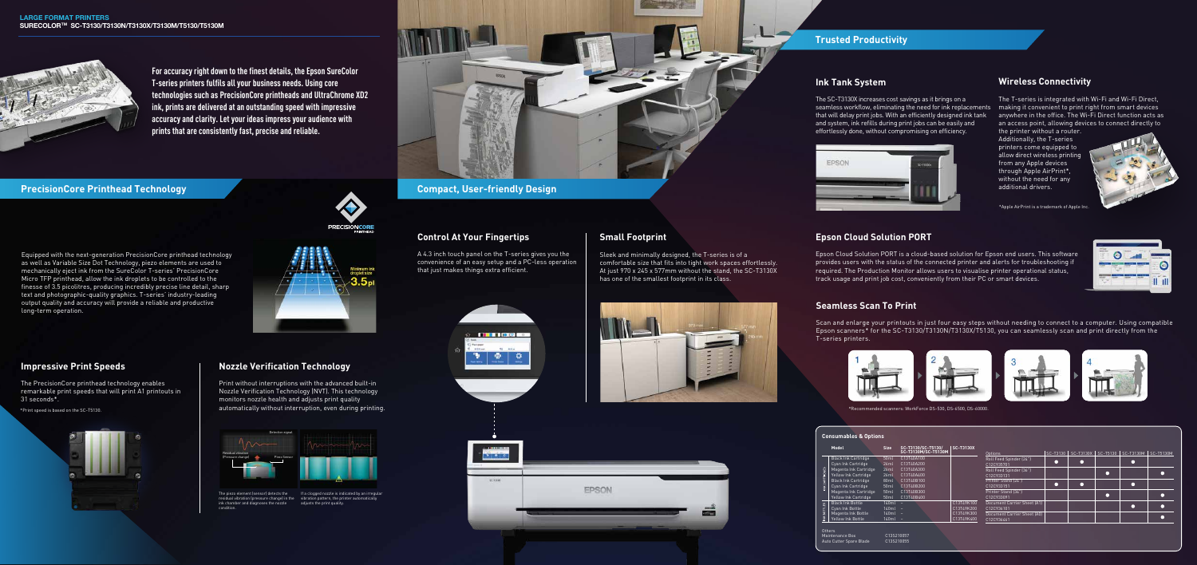LARGE FORMAT PRINTERS
SURECOLOR™ SC-T3130/T3130N/T3130X/T3130M/T5130/T5130M

**For accuracy right down to the finest details, the Epson SureColor T-series printers fulfils all your business needs. Using core technologies such as PrecisionCore printheads and UltraChrome XD2 ink, prints are delivered at an outstanding speed with impressive accuracy and clarity. Let your ideas impress your audience with prints that are consistently fast, precise and reliable.**

## PrecisionCore Printhead Technology

Equipped with the next-generation PrecisionCore printhead technology as well as Variable Size Dot Technology, piezo elements are used to mechanically eject ink from the SureColor T-series' PrecisionCore Micro TFP printhead, allow the ink droplets to be controlled to the finesse of 3.5 picolitres, producing incredibly precise line detail, sharp text and photographic-quality graphics. T-series' industry-leading output quality and accuracy will provide a reliable and productive long-term operation.

Minimum ink droplet size 3.5pl

### Impressive Print Speeds

The PrecisionCore printhead technology enables remarkable print speeds that will print A1 printouts in 31 seconds*.

*Print speed is based on the SC-T5130.

### Nozzle Verification Technology

Print without interruptions with the advanced built-in Nozzle Verification Technology (NVT). This technology monitors nozzle health and adjusts print quality automatically without interruption, even during printing.

The piezo element (sensor) detects the residual vibration (pressure change) in the ink chamber and diagnoses the nozzle condition.

If a clogged nozzle is indicated by an irregular vibration pattern, the printer automatically adjusts the print quality.

## Compact, User-friendly Design

### Control At Your Fingertips

A 4.3 inch touch panel on the T-series gives you the convenience of an easy setup and a PC-less operation that just makes things extra efficient.

### Small Footprint

Sleek and minimally designed, the T-series is of a comfortable size that fits into tight work spaces effortlessly. At just 970 x 245 x 577mm without the stand, the SC-T3130X has one of the smallest footprint in its class.

## Trusted Productivity

### Ink Tank System

The SC-T3130X increases cost savings as it brings on a seamless workflow, eliminating the need for ink replacements that will delay print jobs. With an efficiently designed ink tank and system, ink refills during print jobs can be easily and effortlessly done, without compromising on efficiency.

### Wireless Connectivity

The T-series is integrated with Wi-Fi and Wi-Fi Direct, making it convenient to print right from smart devices anywhere in the office. The Wi-Fi Direct function acts as an access point, allowing devices to connect directly to the printer without a router. Additionally, the T-series printers come equipped to allow direct wireless printing from any Apple devices through Apple AirPrint*, without the need for any additional drivers.

*Apple AirPrint is a trademark of Apple Inc.

### Epson Cloud Solution PORT

Epson Cloud Solution PORT is a cloud-based solution for Epson end users. This software provides users with the status of the connected printer and alerts for troubleshooting if required. The Production Monitor allows users to visualise printer operational status, track usage and print job cost, conveniently from their PC or smart devices.

### Seamless Scan To Print

Scan and enlarge your printouts in just four easy steps without needing to connect to a computer. Using compatible Epson scanners* for the SC-T3130/T3130N/T3130X/T5130, you can seamlessly scan and print directly from the T-series printers.

*Recommended scanners: WorkForce DS-530, DS-6500, DS-60000.

### Consumables & Options

| | Model | Size | SC-T3130/SC-T5130/SC-T3130M/SC-T5130M | SC-T3130X |
|---|---|---|---|---|
| INK CARTRIDGE | Black Ink Cartridge | 26ml | C13T40A100 | |
| | Cyan Ink Cartridge | 26ml | C13T40A200 | |
| | Magenta Ink Cartridge | 26ml | C13T40A300 | |
| | Yellow Ink Cartridge | 26ml | C13T40A400 | |
| | Black Ink Cartridge | 80ml | C13T40B100 | |
| | Cyan Ink Cartridge | 50ml | C13T40B200 | |
| | Magenta Ink Cartridge | 50ml | C13T40B300 | |
| | Yellow Ink Cartridge | 50ml | C13T40B400 | |
| INK BOTTLE | Black Ink Bottle | 140ml | - | C13T49K100 |
| | Cyan Ink Bottle | 140ml | - | C13T49K200 |
| | Magenta Ink Bottle | 140ml | - | C13T49K300 |
| | Yellow Ink Bottle | 140ml | - | C13T49K400 |

Others
Maintenance Box C13S210057
Auto Cutter Spare Blade C13S210055

| Options | SC-T3130 | SC-T3130X | SC-T5130 | SC-T3130M | SC-T5130M |
|---|---|---|---|---|---|
| Roll Feed Spindle (24") C12C933071 | ● | ● | | ● | |
| Roll Feed Spindle (36") C12C933131 | | | ● | | ● |
| Printer Stand (24") C12C933151 | ● | ● | | ● | |
| Printer Stand (36") C12C933091 | | | ● | | ● |
| Document Carrier Sheet (A1) C12C936381 | | | | ● | ● |
| Document Carrier Sheet (A0) C12C936441 | | | | | ● |